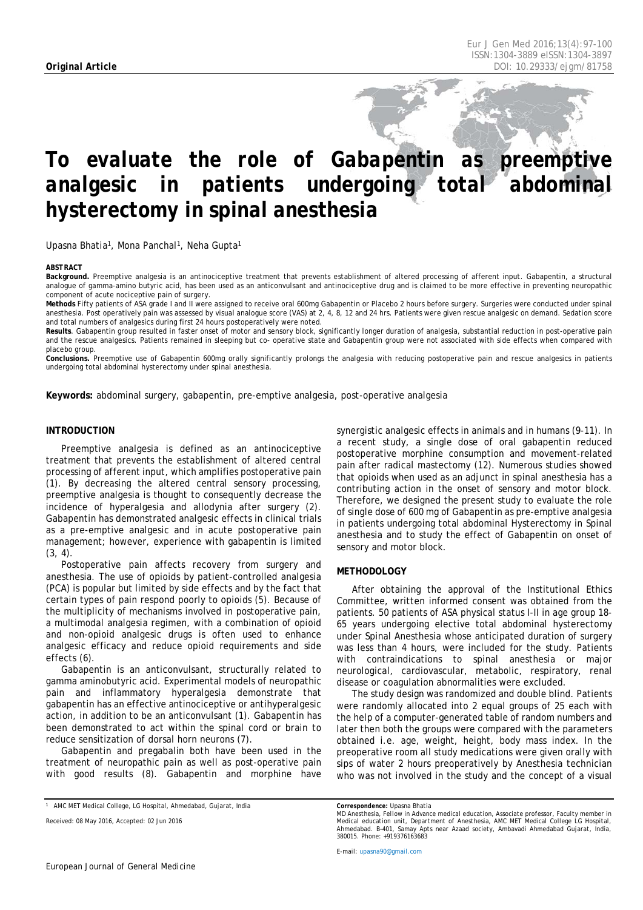**Original Article**

# To evaluate the role of Gabapentin as preemptive analgesic in patients undergoing total abdominal hysterectomy in spinal anesthesia

Upasna Bhatia[1], Mona Panchal[1], Neha Gupta[1]

**ABSTRACT**

**Background.** Preemptive analgesia is an antinociceptive treatment that prevents establishment of altered processing of afferent input. Gabapentin, a structural analogue of gamma-amino butyric acid, has been used as an anticonvulsant and antinociceptive drug and is claimed to be more effective in preventing neuropathic component of acute nociceptive pain of surgery.

**Methods** Fifty patients of ASA grade I and II were assigned to receive oral 600mg Gabapentin or Placebo 2 hours before surgery. Surgeries were conducted under spinal anesthesia. Post operatively pain was assessed by visual analogue score (VAS) at 2, 4, 8, 12 and 24 hrs. Patients were given rescue analgesic on demand. Sedation score and total numbers of analgesics during first 24 hours postoperatively were noted.

**Results**. Gabapentin group resulted in faster onset of motor and sensory block, significantly longer duration of analgesia, substantial reduction in post-operative pain and the rescue analgesics. Patients remained in sleeping but co- operative state and Gabapentin group were not associated with side effects when compared with placebo group.

**Conclusions.** Preemptive use of Gabapentin 600mg orally significantly prolongs the analgesia with reducing postoperative pain and rescue analgesics in patients undergoing total abdominal hysterectomy under spinal anesthesia.

**Keywords:** abdominal surgery, gabapentin, pre-emptive analgesia, post-operative analgesia

## INTRODUCTION

Preemptive analgesia is defined as an antinociceptive treatment that prevents the establishment of altered central processing of afferent input, which amplifies postoperative pain (1). By decreasing the altered central sensory processing, preemptive analgesia is thought to consequently decrease the incidence of hyperalgesia and allodynia after surgery (2). Gabapentin has demonstrated analgesic effects in clinical trials as a pre-emptive analgesic and in acute postoperative pain management; however, experience with gabapentin is limited (3, 4).

Postoperative pain affects recovery from surgery and anesthesia. The use of opioids by patient-controlled analgesia (PCA) is popular but limited by side effects and by the fact that certain types of pain respond poorly to opioids (5). Because of the multiplicity of mechanisms involved in postoperative pain, a multimodal analgesia regimen, with a combination of opioid and non-opioid analgesic drugs is often used to enhance analgesic efficacy and reduce opioid requirements and side effects (6).

Gabapentin is an anticonvulsant, structurally related to gamma aminobutyric acid. Experimental models of neuropathic pain and inflammatory hyperalgesia demonstrate that gabapentin has an effective antinociceptive or antihyperalgesic action, in addition to be an anticonvulsant (1). Gabapentin has been demonstrated to act within the spinal cord or brain to reduce sensitization of dorsal horn neurons (7).

Gabapentin and pregabalin both have been used in the treatment of neuropathic pain as well as post-operative pain with good results (8). Gabapentin and morphine have synergistic analgesic effects in animals and in humans (9-11). In a recent study, a single dose of oral gabapentin reduced postoperative morphine consumption and movement-related pain after radical mastectomy (12). Numerous studies showed that opioids when used as an adjunct in spinal anesthesia has a contributing action in the onset of sensory and motor block. Therefore, we designed the present study to evaluate the role of single dose of 600 mg of Gabapentin as pre-emptive analgesia in patients undergoing total abdominal Hysterectomy in Spinal anesthesia and to study the effect of Gabapentin on onset of sensory and motor block.

## METHODOLOGY

After obtaining the approval of the Institutional Ethics Committee, written informed consent was obtained from the patients. 50 patients of ASA physical status I-II in age group 18-65 years undergoing elective total abdominal hysterectomy under Spinal Anesthesia whose anticipated duration of surgery was less than 4 hours, were included for the study. Patients with contraindications to spinal anesthesia or major neurological, cardiovascular, metabolic, respiratory, renal disease or coagulation abnormalities were excluded.

The study design was randomized and double blind. Patients were randomly allocated into 2 equal groups of 25 each with the help of a computer-generated table of random numbers and later then both the groups were compared with the parameters obtained i.e. age, weight, height, body mass index. In the preoperative room all study medications were given orally with sips of water 2 hours preoperatively by Anesthesia technician who was not involved in the study and the concept of a visual

[1] AMC MET Medical College, LG Hospital, Ahmedabad, Gujarat, India

Received: 08 May 2016, Accepted: 02 Jun 2016

**Correspondence:** Upasna Bhatia
MD Anesthesia, Fellow in Advance medical education, Associate professor, Faculty member in Medical education unit, Department of Anesthesia, AMC MET Medical College LG Hospital, Ahmedabad. B-401, Samay Apts near Azaad society, Ambavadi Ahmedabad Gujarat, India, 380015. Phone: +919376163683

E-mail: upasna90@gmail.com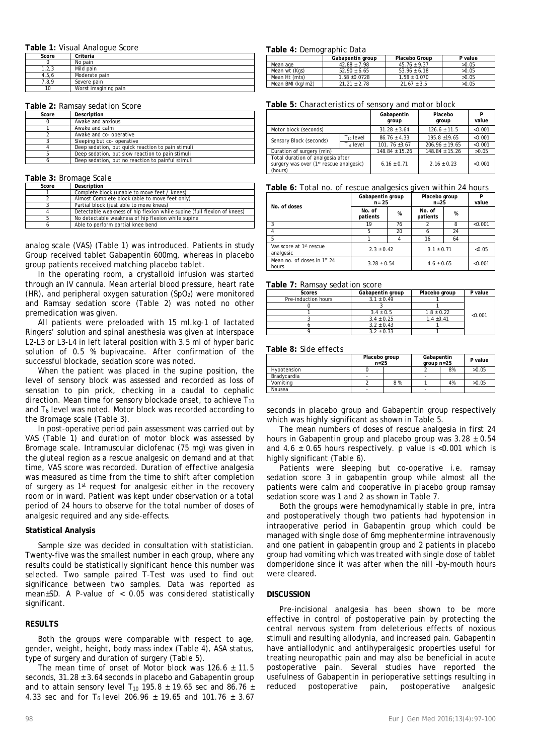**Table 1:** Visual Analogue Score

| Score | Criteria |
|---|---|
| 0 | No pain |
| 1,2,3 | Mild pain |
| 4,5,6 | Moderate pain |
| 7,8,9 | Severe pain |
| 10 | Worst imagining pain |

**Table 2:** Ramsay sedation Score

| Score | Description |
|---|---|
| 0 | Awake and anxious |
| 1 | Awake and calm |
| 2 | Awake and co- operative |
| 3 | Sleeping but co- operative |
| 4 | Deep sedation, but quick reaction to pain stimuli |
| 5 | Deep sedation, but slow reaction to pain stimuli |
| 6 | Deep sedation, but no reaction to painful stimuli |

**Table 3:** Bromage Scale

| Score | Description |
|---|---|
| 1 | Complete block (unable to move feet / knees) |
| 2 | Almost Complete block (able to move feet only) |
| 3 | Partial block (just able to move knees) |
| 4 | Detectable weakness of hip flexion while supine (full flexion of knees) |
| 5 | No detectable weakness of hip flexion while supine |
| 6 | Able to perform partial knee bend |

analog scale (VAS) (Table 1) was introduced. Patients in study Group received tablet Gabapentin 600mg, whereas in placebo group patients received matching placebo tablet.

In the operating room, a crystalloid infusion was started through an IV cannula. Mean arterial blood pressure, heart rate (HR), and peripheral oxygen saturation ($SpO_2$) were monitored and Ramsay sedation score (Table 2) was noted no other premedication was given.

All patients were preloaded with 15 ml.kg-1 of lactated Ringers' solution and spinal anesthesia was given at interspace L2-L3 or L3-L4 in left lateral position with 3.5 ml of hyper baric solution of 0.5 % bupivacaine. After confirmation of the successful blockade, sedation score was noted.

When the patient was placed in the supine position, the level of sensory block was assessed and recorded as loss of sensation to pin prick, checking in a caudal to cephalic direction. Mean time for sensory blockade onset, to achieve $T_{10}$ and $T_6$ level was noted. Motor block was recorded according to the Bromage scale (Table 3).

In post-operative period pain assessment was carried out by VAS (Table 1) and duration of motor block was assessed by Bromage scale. Intramuscular diclofenac (75 mg) was given in the gluteal region as a rescue analgesic on demand and at that time, VAS score was recorded. Duration of effective analgesia was measured as time from the time to shift after completion of surgery as 1st request for analgesic either in the recovery room or in ward. Patient was kept under observation or a total period of 24 hours to observe for the total number of doses of analgesic required and any side-effects.

**Statistical Analysis**

Sample size was decided in consultation with statistician. Twenty-five was the smallest number in each group, where any results could be statistically significant hence this number was selected. Two sample paired T-Test was used to find out significance between two samples. Data was reported as mean±SD. A P-value of $< 0.05$ was considered statistically significant.

**RESULTS**

Both the groups were comparable with respect to age, gender, weight, height, body mass index (Table 4), ASA status, type of surgery and duration of surgery (Table 5).

The mean time of onset of Motor block was 126.6 ± 11.5 seconds, 31.28 ± 3.64 seconds in placebo and Gabapentin group and to attain sensory level $T_{10}$ 195.8 ± 19.65 sec and 86.76 ± 4.33 sec and for $T_6$ level 206.96 ± 19.65 and 101.76 ± 3.67 seconds in placebo group and Gabapentin group respectively which was highly significant as shown in Table 5.

**Table 4:** Demographic Data

| | Gabapentin group | Placebo Group | P value |
|---|---|---|---|
| Mean age | 42.88 ± 7.98 | 45.76 ± 9.37 | >0.05 |
| Mean wt (Kgs) | 52.90 ± 6.65 | 53.96 ± 6.18 | >0.05 |
| Mean Ht (mts) | 1.58 ±0.0728 | 1.58 ± 0.070 | >0.05 |
| Mean BMI (kg/m2) | 21.21 ± 2.78 | 21.67 ± 3.5 | >0.05 |

**Table 5:** Characteristics of sensory and motor block

| | | Gabapentin group | Placebo group | P value |
|---|---|---|---|---|
| Motor block (seconds) | | 31.28 ± 3.64 | 126.6 ± 11.5 | <0.001 |
| Sensory Block (seconds) | $T_{10}$ level | 86.76 ± 4.33 | 195.8 ±19.65 | <0.001 |
| | $T_6$ level | 101. 76 ±3.67 | 206.96 ± 19.65 | <0.001 |
| Duration of surgery (min) | | 148.84 ± 15.26 | 148.84 ± 15.26 | >0.05 |
| Total duration of analgesia after surgery was over (1st rescue analgesic) (hours) | | 6.16 ± 0.71 | 2.16 ± 0.23 | <0.001 |

**Table 6:** Total no. of rescue analgesics given within 24 hours

| No. of doses | Gabapentin group n= 25 | | Placebo group n=25 | | P value |
|---|---|---|---|---|---|
| | No. of patients | % | No. of patients | % | |
| 3 | 19 | 76 | 2 | 8 | <0.001 |
| 4 | 5 | 20 | 6 | 24 | |
| 5 | 1 | 4 | 16 | 64 | |
| Vas score at 1st rescue analgesic | 2.3 ± 0.42 | | 3.1 ± 0.71 | | <0.05 |
| Mean no. of doses in 1st 24 hours | 3.28 ± 0.54 | | 4.6 ± 0.65 | | <0.001 |

**Table 7:** Ramsay sedation score

| Scores | Gabapentin group | Placebo group | P value |
|---|---|---|---|
| Pre-induction hours | 3.1 ± 0.49 | 1 | <0.001 |
| 0 | 3 | 1 | |
| 1 | 3.4 ± 0.5 | 1.8 ± 0.22 | |
| 3 | 3.4 ± 0.25 | 1.4 ±0.41 | |
| 6 | 3.2 ± 0.43 | 1 | |
| 9 | 3.2 ± 0.33 | 1 | |

**Table 8:** Side effects

| | Placebo group n=25 | | Gabapentin group n=25 | | P value |
|---|---|---|---|---|---|
| Hypotension | 0 | | 2 | 8% | >0.05 |
| Bradycardia | - | | - | | |
| Vomiting | 2 | 8 % | 1 | 4% | >0.05 |
| Nausea | - | | - | | |

The mean numbers of doses of rescue analgesia in first 24 hours in Gabapentin group and placebo group was 3.28 ± 0.54 and 4.6 ± 0.65 hours respectively. p value is <0.001 which is highly significant (Table 6).

Patients were sleeping but co-operative i.e. ramsay sedation score 3 in gabapentin group while almost all the patients were calm and cooperative in placebo group ramsay sedation score was 1 and 2 as shown in Table 7.

Both the groups were hemodynamically stable in pre, intra and postoperatively though two patients had hypotension in intraoperative period in Gabapentin group which could be managed with single dose of 6mg mephentermine intravenously and one patient in gabapentin group and 2 patients in placebo group had vomiting which was treated with single dose of tablet domperidone since it was after when the nill –by-mouth hours were cleared.

**DISCUSSION**

Pre-incisional analgesia has been shown to be more effective in control of postoperative pain by protecting the central nervous system from deleterious effects of noxious stimuli and resulting allodynia, and increased pain. Gabapentin have antiallodynic and antihyperalgesic properties useful for treating neuropathic pain and may also be beneficial in acute postoperative pain. Several studies have reported the usefulness of Gabapentin in perioperative settings resulting in reduced postoperative pain, postoperative analgesic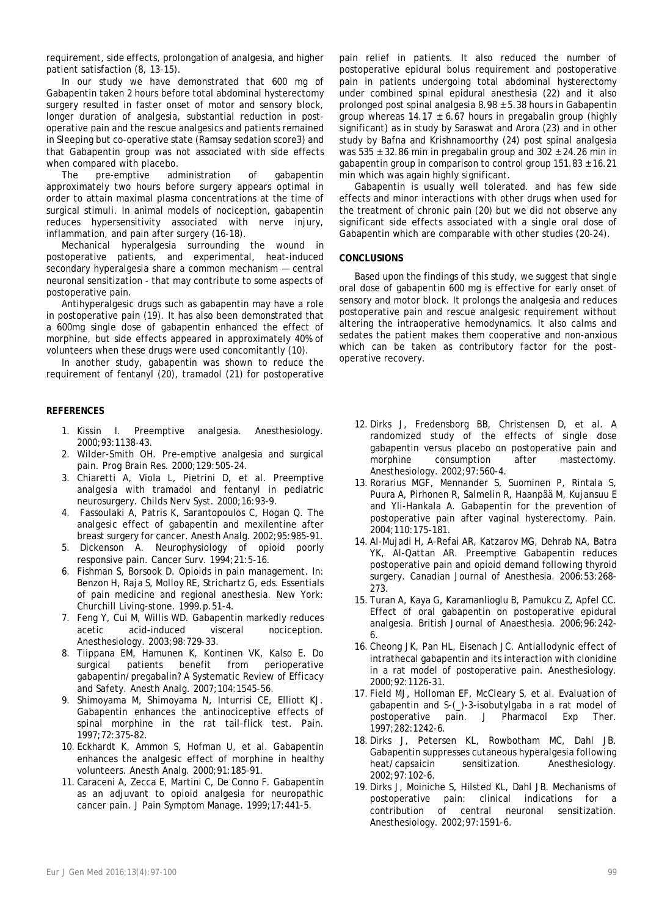requirement, side effects, prolongation of analgesia, and higher patient satisfaction (8, 13-15).

In our study we have demonstrated that 600 mg of Gabapentin taken 2 hours before total abdominal hysterectomy surgery resulted in faster onset of motor and sensory block, longer duration of analgesia, substantial reduction in post-operative pain and the rescue analgesics and patients remained in Sleeping but co-operative state (Ramsay sedation score3) and that Gabapentin group was not associated with side effects when compared with placebo.

The pre-emptive administration of gabapentin approximately two hours before surgery appears optimal in order to attain maximal plasma concentrations at the time of surgical stimuli. In animal models of nociception, gabapentin reduces hypersensitivity associated with nerve injury, inflammation, and pain after surgery (16-18).

Mechanical hyperalgesia surrounding the wound in postoperative patients, and experimental, heat-induced secondary hyperalgesia share a common mechanism — central neuronal sensitization - that may contribute to some aspects of postoperative pain.

Antihyperalgesic drugs such as gabapentin may have a role in postoperative pain (19). It has also been demonstrated that a 600mg single dose of gabapentin enhanced the effect of morphine, but side effects appeared in approximately 40% of volunteers when these drugs were used concomitantly (10).

In another study, gabapentin was shown to reduce the requirement of fentanyl (20), tramadol (21) for postoperative pain relief in patients. It also reduced the number of postoperative epidural bolus requirement and postoperative pain in patients undergoing total abdominal hysterectomy under combined spinal epidural anesthesia (22) and it also prolonged post spinal analgesia 8.98 ± 5.38 hours in Gabapentin group whereas 14.17 ± 6.67 hours in pregabalin group (highly significant) as in study by Saraswat and Arora (23) and in other study by Bafna and Krishnamoorthy (24) post spinal analgesia was 535 ± 32.86 min in pregabalin group and 302 ± 24.26 min in gabapentin group in comparison to control group 151.83 ± 16.21 min which was again highly significant.

Gabapentin is usually well tolerated. and has few side effects and minor interactions with other drugs when used for the treatment of chronic pain (20) but we did not observe any significant side effects associated with a single oral dose of Gabapentin which are comparable with other studies (20-24).

## CONCLUSIONS

Based upon the findings of this study, we suggest that single oral dose of gabapentin 600 mg is effective for early onset of sensory and motor block. It prolongs the analgesia and reduces postoperative pain and rescue analgesic requirement without altering the intraoperative hemodynamics. It also calms and sedates the patient makes them cooperative and non-anxious which can be taken as contributory factor for the post-operative recovery.

## REFERENCES

1. Kissin I. Preemptive analgesia. Anesthesiology. 2000;93:1138-43.
2. Wilder-Smith OH. Pre-emptive analgesia and surgical pain. Prog Brain Res. 2000;129:505-24.
3. Chiaretti A, Viola L, Pietrini D, et al. Preemptive analgesia with tramadol and fentanyl in pediatric neurosurgery. Childs Nerv Syst. 2000;16:93-9.
4. Fassoulaki A, Patris K, Sarantopoulos C, Hogan Q. The analgesic effect of gabapentin and mexilentine after breast surgery for cancer. Anesth Analg. 2002;95:985-91.
5. Dickenson A. Neurophysiology of opioid poorly responsive pain. Cancer Surv. 1994;21:5-16.
6. Fishman S, Borsook D. Opioids in pain management. In: Benzon H, Raja S, Molloy RE, Strichartz G, eds. Essentials of pain medicine and regional anesthesia. New York: Churchill Living-stone. 1999.p.51-4.
7. Feng Y, Cui M, Willis WD. Gabapentin markedly reduces acetic acid-induced visceral nociception. Anesthesiology. 2003;98:729-33.
8. Tiippana EM, Hamunen K, Kontinen VK, Kalso E. Do surgical patients benefit from perioperative gabapentin/pregabalin? A Systematic Review of Efficacy and Safety. Anesth Analg. 2007;104:1545-56.
9. Shimoyama M, Shimoyama N, Inturrisi CE, Elliott KJ. Gabapentin enhances the antinociceptive effects of spinal morphine in the rat tail-flick test. Pain. 1997;72:375-82.
10. Eckhardt K, Ammon S, Hofman U, et al. Gabapentin enhances the analgesic effect of morphine in healthy volunteers. Anesth Analg. 2000;91:185-91.
11. Caraceni A, Zecca E, Martini C, De Conno F. Gabapentin as an adjuvant to opioid analgesia for neuropathic cancer pain. J Pain Symptom Manage. 1999;17:441-5.
12. Dirks J, Fredensborg BB, Christensen D, et al. A randomized study of the effects of single dose gabapentin versus placebo on postoperative pain and morphine consumption after mastectomy. Anesthesiology. 2002;97:560-4.
13. Rorarius MGF, Mennander S, Suominen P, Rintala S, Puura A, Pirhonen R, Salmelin R, Haanpää M, Kujansuu E and Yli-Hankala A. Gabapentin for the prevention of postoperative pain after vaginal hysterectomy. Pain. 2004;110:175-181.
14. Al-Mujadi H, A-Refai AR, Katzarov MG, Dehrab NA, Batra YK, Al-Qattan AR. Preemptive Gabapentin reduces postoperative pain and opioid demand following thyroid surgery. Canadian Journal of Anesthesia. 2006:53:268-273.
15. Turan A, Kaya G, Karamanlioglu B, Pamukcu Z, Apfel CC. Effect of oral gabapentin on postoperative epidural analgesia. British Journal of Anaesthesia. 2006;96:242-6.
16. Cheong JK, Pan HL, Eisenach JC. Antiallodynic effect of intrathecal gabapentin and its interaction with clonidine in a rat model of postoperative pain. Anesthesiology. 2000;92:1126-31.
17. Field MJ, Holloman EF, McCleary S, et al. Evaluation of gabapentin and S-(_)-3-isobutylgaba in a rat model of postoperative pain. J Pharmacol Exp Ther. 1997;282:1242-6.
18. Dirks J, Petersen KL, Rowbotham MC, Dahl JB. Gabapentin suppresses cutaneous hyperalgesia following heat/capsaicin sensitization. Anesthesiology. 2002;97:102-6.
19. Dirks J, Moiniche S, Hilsted KL, Dahl JB. Mechanisms of postoperative pain: clinical indications for a contribution of central neuronal sensitization. Anesthesiology. 2002;97:1591-6.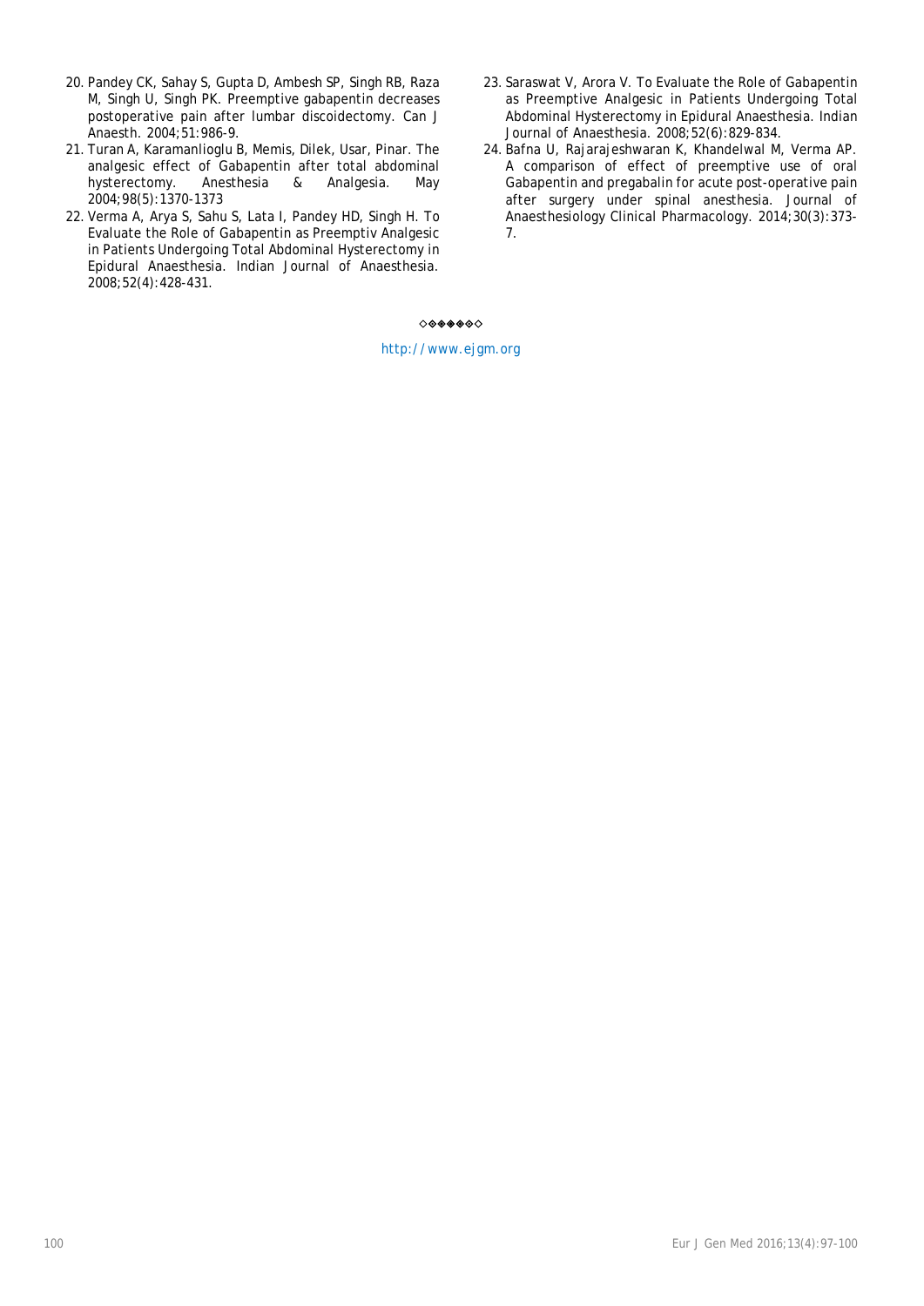20. Pandey CK, Sahay S, Gupta D, Ambesh SP, Singh RB, Raza M, Singh U, Singh PK. Preemptive gabapentin decreases postoperative pain after lumbar discoidectomy. Can J Anaesth. 2004;51:986-9.
21. Turan A, Karamanlioglu B, Memis, Dilek, Usar, Pinar. The analgesic effect of Gabapentin after total abdominal hysterectomy. Anesthesia & Analgesia. May 2004;98(5):1370-1373
22. Verma A, Arya S, Sahu S, Lata I, Pandey HD, Singh H. To Evaluate the Role of Gabapentin as Preemptiv Analgesic in Patients Undergoing Total Abdominal Hysterectomy in Epidural Anaesthesia. Indian Journal of Anaesthesia. 2008;52(4):428-431.
23. Saraswat V, Arora V. To Evaluate the Role of Gabapentin as Preemptive Analgesic in Patients Undergoing Total Abdominal Hysterectomy in Epidural Anaesthesia. Indian Journal of Anaesthesia. 2008;52(6):829-834.
24. Bafna U, Rajarajeshwaran K, Khandelwal M, Verma AP. A comparison of effect of preemptive use of oral Gabapentin and pregabalin for acute post-operative pain after surgery under spinal anesthesia. Journal of Anaesthesiology Clinical Pharmacology. 2014;30(3):373-7.

◇◈◈◈◈◈◇

http://www.ejgm.org